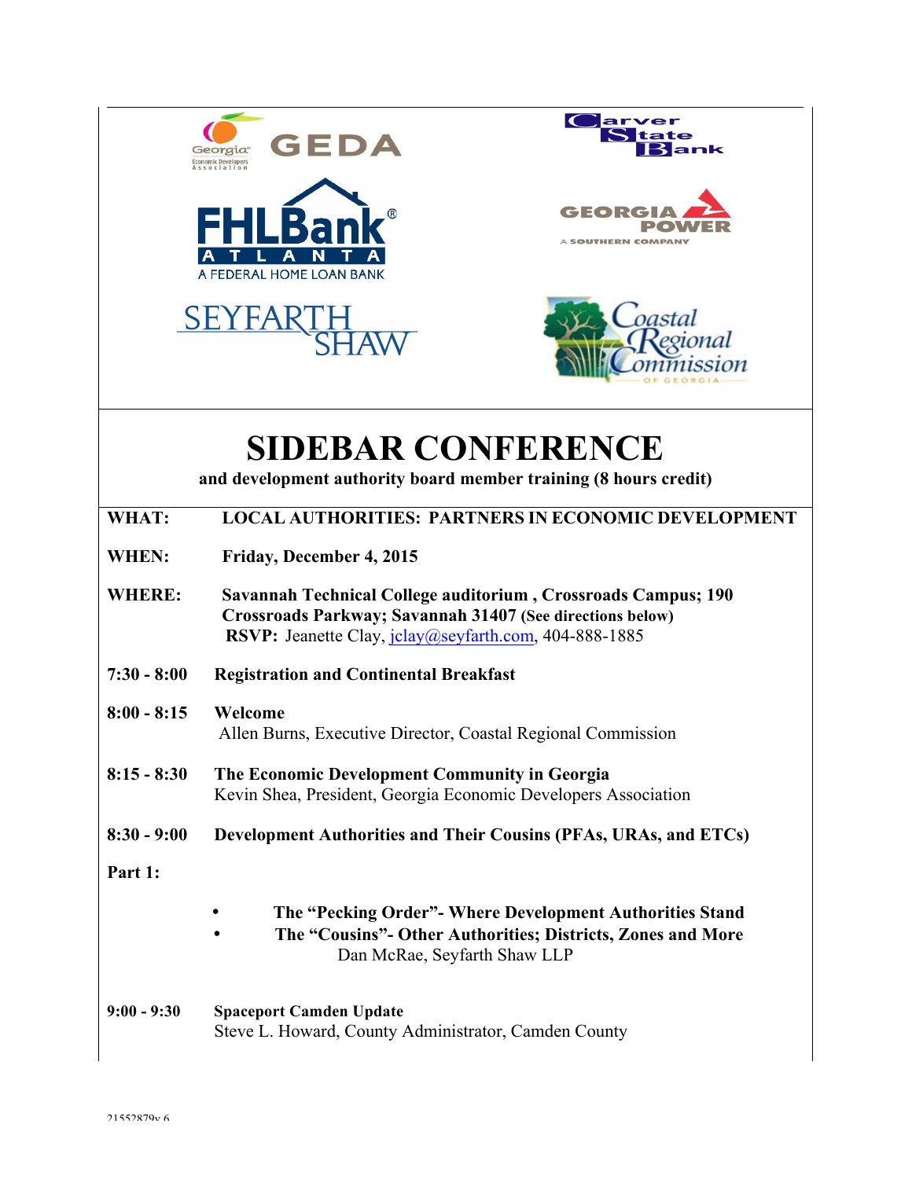# SIDEBAR CONFERENCE

**and development authority board member training (8 hours credit)**

**WHAT:** **LOCAL AUTHORITIES: PARTNERS IN ECONOMIC DEVELOPMENT**

**WHEN:** **Friday, December 4, 2015**

**WHERE:** **Savannah Technical College auditorium , Crossroads Campus; 190 Crossroads Parkway; Savannah 31407 (See directions below)**
**RSVP:** Jeanette Clay, jclay@seyfarth.com, 404-888-1885

**7:30 - 8:00** **Registration and Continental Breakfast**

**8:00 - 8:15** **Welcome**
Allen Burns, Executive Director, Coastal Regional Commission

**8:15 - 8:30** **The Economic Development Community in Georgia**
Kevin Shea, President, Georgia Economic Developers Association

**8:30 - 9:00** **Development Authorities and Their Cousins (PFAs, URAs, and ETCs)**

**Part 1:**

- **The "Pecking Order"- Where Development Authorities Stand**
- **The "Cousins"- Other Authorities; Districts, Zones and More**

Dan McRae, Seyfarth Shaw LLP

**9:00 - 9:30** **Spaceport Camden Update**
Steve L. Howard, County Administrator, Camden County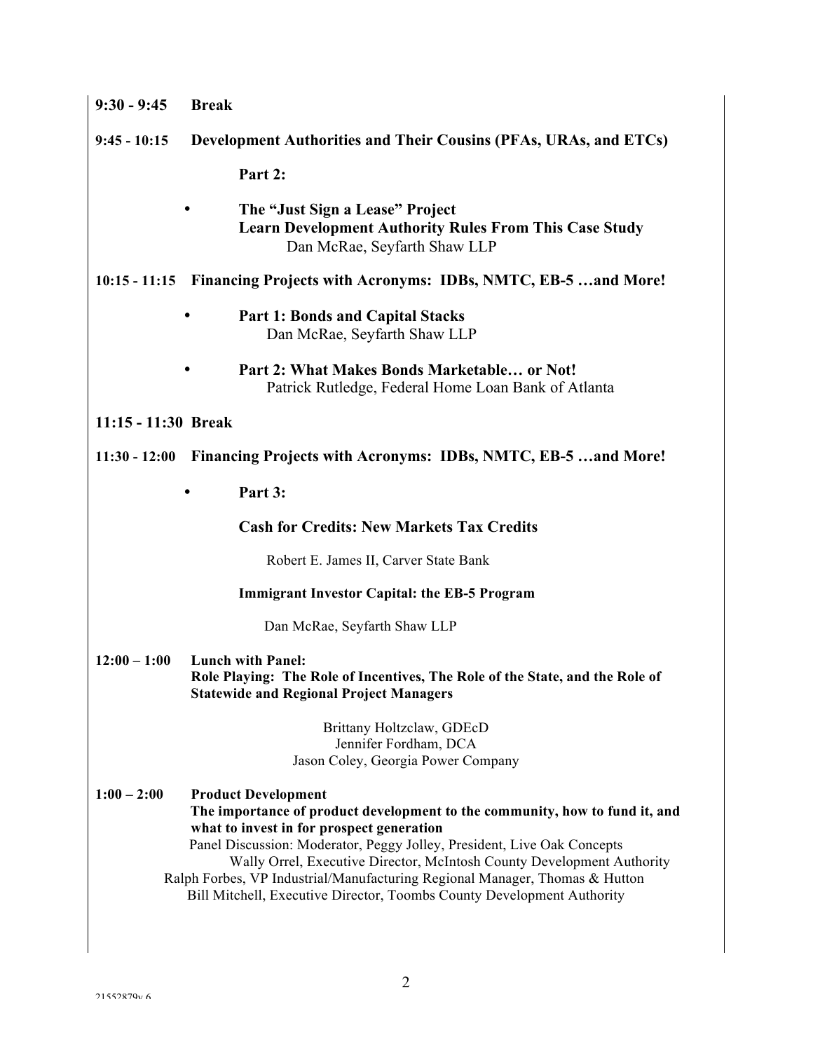**9:30 - 9:45 Break**

**9:45 - 10:15 Development Authorities and Their Cousins (PFAs, URAs, and ETCs)**

**Part 2:**

- **The "Just Sign a Lease" Project**
  **Learn Development Authority Rules From This Case Study**
  Dan McRae, Seyfarth Shaw LLP

**10:15 - 11:15 Financing Projects with Acronyms: IDBs, NMTC, EB-5 …and More!**

- **Part 1: Bonds and Capital Stacks**
  Dan McRae, Seyfarth Shaw LLP

- **Part 2: What Makes Bonds Marketable… or Not!**
  Patrick Rutledge, Federal Home Loan Bank of Atlanta

**11:15 - 11:30 Break**

**11:30 - 12:00 Financing Projects with Acronyms: IDBs, NMTC, EB-5 …and More!**

- **Part 3:**

  **Cash for Credits: New Markets Tax Credits**

  Robert E. James II, Carver State Bank

  **Immigrant Investor Capital: the EB-5 Program**

  Dan McRae, Seyfarth Shaw LLP

**12:00 – 1:00 Lunch with Panel:**
**Role Playing: The Role of Incentives, The Role of the State, and the Role of Statewide and Regional Project Managers**

Brittany Holtzclaw, GDEcD
Jennifer Fordham, DCA
Jason Coley, Georgia Power Company

**1:00 – 2:00 Product Development**
**The importance of product development to the community, how to fund it, and what to invest in for prospect generation**
Panel Discussion: Moderator, Peggy Jolley, President, Live Oak Concepts
Wally Orrel, Executive Director, McIntosh County Development Authority
Ralph Forbes, VP Industrial/Manufacturing Regional Manager, Thomas & Hutton
Bill Mitchell, Executive Director, Toombs County Development Authority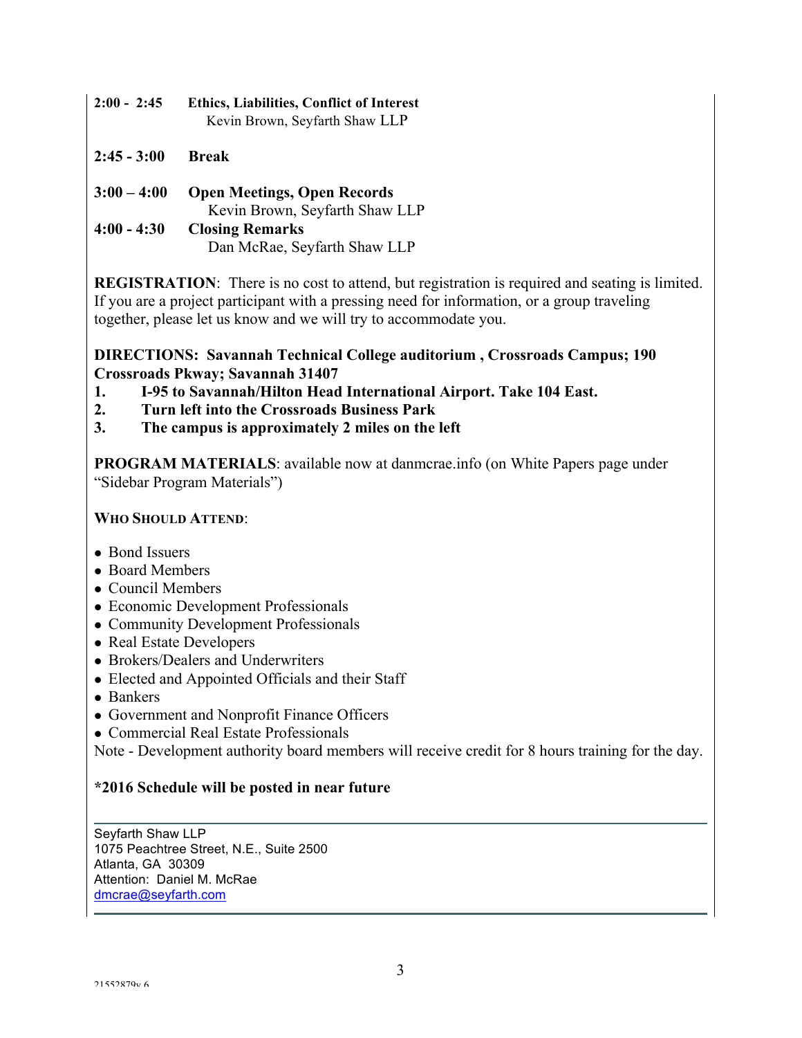| | |
|---|---|
| **2:00 - 2:45** | **Ethics, Liabilities, Conflict of Interest**<br>Kevin Brown, Seyfarth Shaw LLP |
| **2:45 - 3:00** | **Break** |
| **3:00 – 4:00** | **Open Meetings, Open Records**<br>Kevin Brown, Seyfarth Shaw LLP |
| **4:00 - 4:30** | **Closing Remarks**<br>Dan McRae, Seyfarth Shaw LLP |

**REGISTRATION**: There is no cost to attend, but registration is required and seating is limited. If you are a project participant with a pressing need for information, or a group traveling together, please let us know and we will try to accommodate you.

**DIRECTIONS: Savannah Technical College auditorium , Crossroads Campus; 190 Crossroads Pkway; Savannah 31407**

1. **I-95 to Savannah/Hilton Head International Airport. Take 104 East.**
2. **Turn left into the Crossroads Business Park**
3. **The campus is approximately 2 miles on the left**

**PROGRAM MATERIALS**: available now at danmcrae.info (on White Papers page under "Sidebar Program Materials")

**WHO SHOULD ATTEND**:

- Bond Issuers
- Board Members
- Council Members
- Economic Development Professionals
- Community Development Professionals
- Real Estate Developers
- Brokers/Dealers and Underwriters
- Elected and Appointed Officials and their Staff
- Bankers
- Government and Nonprofit Finance Officers
- Commercial Real Estate Professionals

Note - Development authority board members will receive credit for 8 hours training for the day.

**\*2016 Schedule will be posted in near future**

---

Seyfarth Shaw LLP
1075 Peachtree Street, N.E., Suite 2500
Atlanta, GA 30309
Attention: Daniel M. McRae
dmcrae@seyfarth.com

---

21552879v.6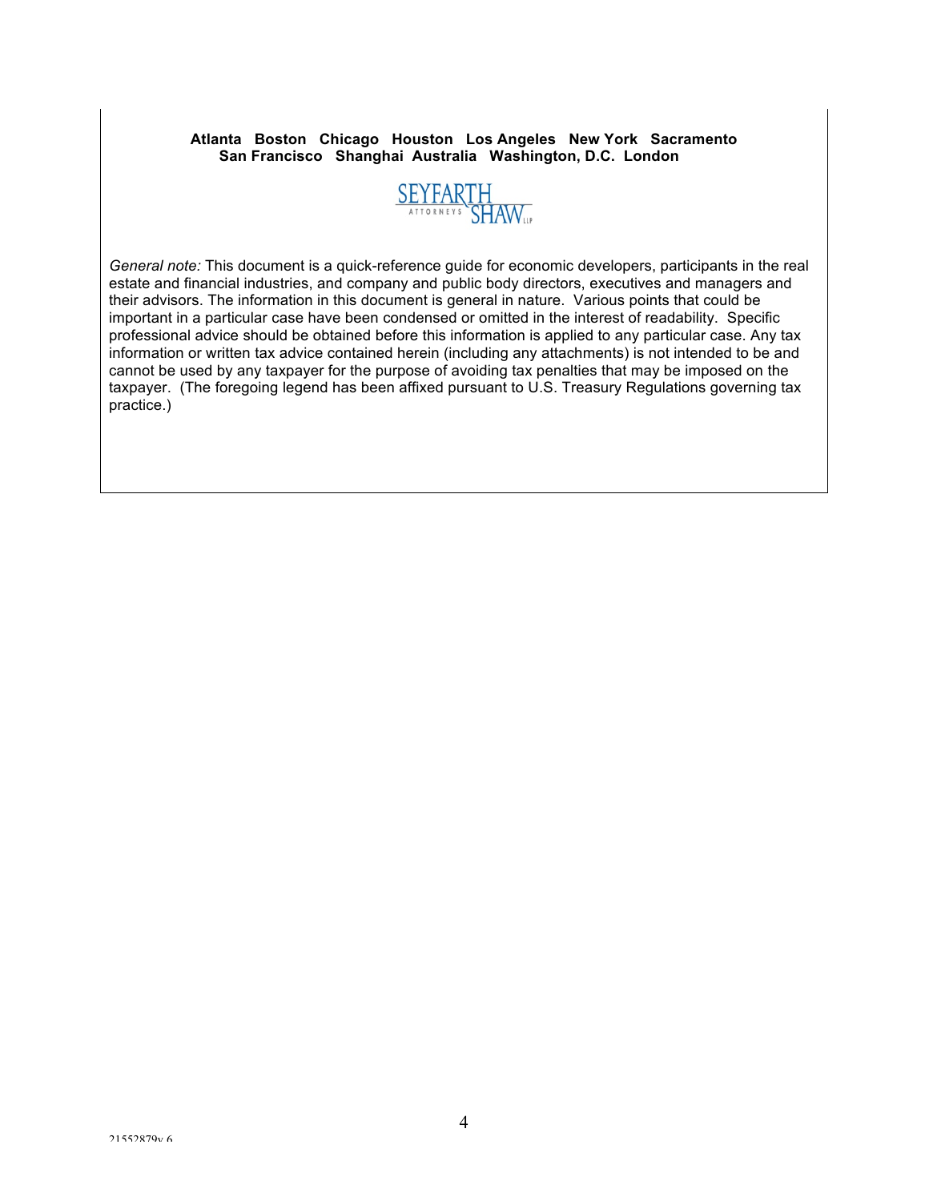**Atlanta Boston Chicago Houston Los Angeles New York Sacramento San Francisco Shanghai Australia Washington, D.C. London**

SEYFARTH ATTORNEYS SHAW LLP

*General note:* This document is a quick-reference guide for economic developers, participants in the real estate and financial industries, and company and public body directors, executives and managers and their advisors. The information in this document is general in nature. Various points that could be important in a particular case have been condensed or omitted in the interest of readability. Specific professional advice should be obtained before this information is applied to any particular case. Any tax information or written tax advice contained herein (including any attachments) is not intended to be and cannot be used by any taxpayer for the purpose of avoiding tax penalties that may be imposed on the taxpayer. (The foregoing legend has been affixed pursuant to U.S. Treasury Regulations governing tax practice.)

21552879v.6